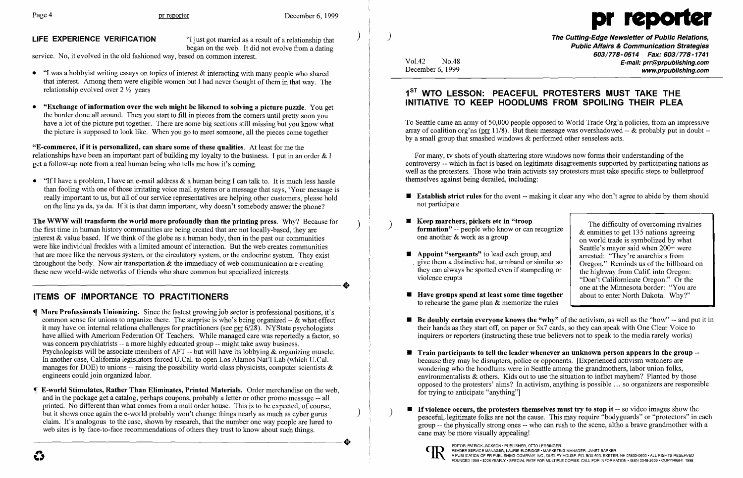## LIFE EXPERIENCE VERIFICATION

"I just got married as a result of a relationship that began on the web. It did not evolve from a dating service. No, it evolved in the old fashioned way, based on common interest.

- "I was a hobbyist writing essays on topics of interest & interacting with many people who shared that interest. Among them were eligible women but I had never thought of them in that way. The relationship evolved over 2 ½ years
- **"Exchange of information over the web might be likened to solving a picture puzzle.** You get the border done all around. Then you start to fill in pieces from the corners until pretty soon you have a lot of the picture put together. There are some big sections still missing but you know what the picture is supposed to look like. When you go to meet someone, all the pieces come together

**"E-commerce, if it is personalized, can share some of these qualities.** At least for me the relationships have been an important part of building my loyalty to the business. I put in an order & I get a follow-up note from a real human being who tells me how it's coming.

- "If I have a problem, I have an e-mail address & a human being I can talk to. It is much less hassle than fooling with one of those irritating voice mail systems or a message that says, 'Your message is really important to us, but all of our service representatives are helping other customers, please hold on the line ya da, ya da. If it is that damn important, why doesn't somebody answer the phone?

**The WWW will transform the world more profoundly than the printing press.** Why? Because for the first time in human history communities are being created that are not locally-based, they are interest & value based. If we think of the globe as a human body, then in the past our communities were like individual freckles with a limited amount of interaction. But the web creates communities that are more like the nervous system, or the circulatory system, or the endocrine system. They exist throughout the body. Now air transportation & the immediacy of web communication are creating these new world-wide networks of friends who share common but specialized interests.

## ITEMS OF IMPORTANCE TO PRACTITIONERS

¶ **More Professionals Unionizing.** Since the fastest growing job sector is professional positions, it's common sense for unions to organize there. The surprise is who's being organized -- & what effect it may have on internal relations challenges for practitioners (see prr 6/28). NYState psychologists have allied with American Federation Of Teachers. While managed care was reportedly a factor, so was concern psychiatrists -- a more highly educated group -- might take away business. Psychologists will be associate members of AFT -- but will have its lobbying & organizing muscle. In another case, California legislators forced U.Cal. to open Los Alamos Nat'l Lab (which U.Cal. manages for DOE) to unions -- raising the possibility world-class physicists, computer scientists & engineers could join organized labor.

¶ **E-world Stimulates, Rather Than Eliminates, Printed Materials.** Order merchandise on the web, and in the package get a catalog, perhaps coupons, probably a letter or other promo message -- all printed. No different than what comes from a mail order house. This is to be expected, of course, but it shows once again the e-world probably won't change things nearly as much as cyber gurus claim. It's analogous to the case, shown by research, that the number one way people are lured to web sites is by face-to-face recommendations of others they trust to know about such things.

# pr reporter

**The Cutting-Edge Newsletter of Public Relations, Public Affairs & Communication Strategies**
**603/778-0514 Fax: 603/778-1741**
**E-mail: prr@prpublishing.com**
**www.prpublishing.com**

Vol.42 No.48
December 6, 1999

## 1ST WTO LESSON: PEACEFUL PROTESTERS MUST TAKE THE INITIATIVE TO KEEP HOODLUMS FROM SPOILING THEIR PLEA

To Seattle came an army of 50,000 people opposed to World Trade Org'n policies, from an impressive array of coalition org'ns (prr 11/8). But their message was overshadowed -- & probably put in doubt -- by a small group that smashed windows & performed other senseless acts.

For many, tv shots of youth shattering store windows now forms their understanding of the controversy -- which in fact is based on legitimate disagreements supported by participating nations as well as the protesters. Those who train activists say protesters must take specific steps to bulletproof themselves against being derailed, including:

- **Establish strict rules** for the event -- making it clear any who don't agree to abide by them should not participate
- **Keep marchers, pickets etc in "troop formation"** -- people who know or can recognize one another & work as a group
- **Appoint "sergeants"** to lead each group, and give them a distinctive hat, armband or similar so they can always be spotted even if stampeding or violence erupts
- **Have groups spend at least some time together** to rehearse the game plan & memorize the rules

> The difficulty of overcoming rivalries & enmities to get 135 nations agreeing on world trade is symbolized by what Seattle's mayor said when 200+ were arrested: "They're anarchists from Oregon." Reminds us of the billboard on the highway from Calif. into Oregon: "Don't Californicate Oregon." Or the one at the Minnesota border: "You are about to enter North Dakota. Why?"

- **Be doubly certain everyone knows the "why"** of the activism, as well as the "how" -- and put it in their hands as they start off, on paper or 5x7 cards, so they can speak with One Clear Voice to inquirers or reporters (instructing these true believers not to speak to the media rarely works)
- **Train participants to tell the leader whenever an unknown person appears in the group** -- because they may be disrupters, police or opponents. [Experienced activism watchers are wondering who the hoodlums were in Seattle among the grandmothers, labor union folks, environmentalists & others. Kids out to use the situation to inflict mayhem? Planted by those opposed to the protesters' aims? In activism, anything is possible ... so organizers are responsible for trying to anticipate "anything"]
- **If violence occurs, the protesters themselves must try to stop it** -- so video images show the peaceful, legitimate folks are not the cause. This may require "bodyguards" or "protectors" in each group -- the physically strong ones -- who can rush to the scene, altho a brave grandmother with a cane may be more visually appealing!

EDITOR, PATRICK JACKSON • PUBLISHER, OTTO LERBINGER
READER SERVICE MANAGER, LAURIE ELDRIDGE • MARKETING MANAGER, JANET BARKER
A PUBLICATION OF PR PUBLISHING COMPANY, INC., DUDLEY HOUSE, P.O. BOX 600, EXETER, NH 03833-0600 • ALL RIGHTS RESERVED
FOUNDED 1958 • $225 YEARLY • SPECIAL RATE FOR MULTIPLE COPIES: CALL FOR INFORMATION • ISSN 0048-2609 • COPYRIGHT 1999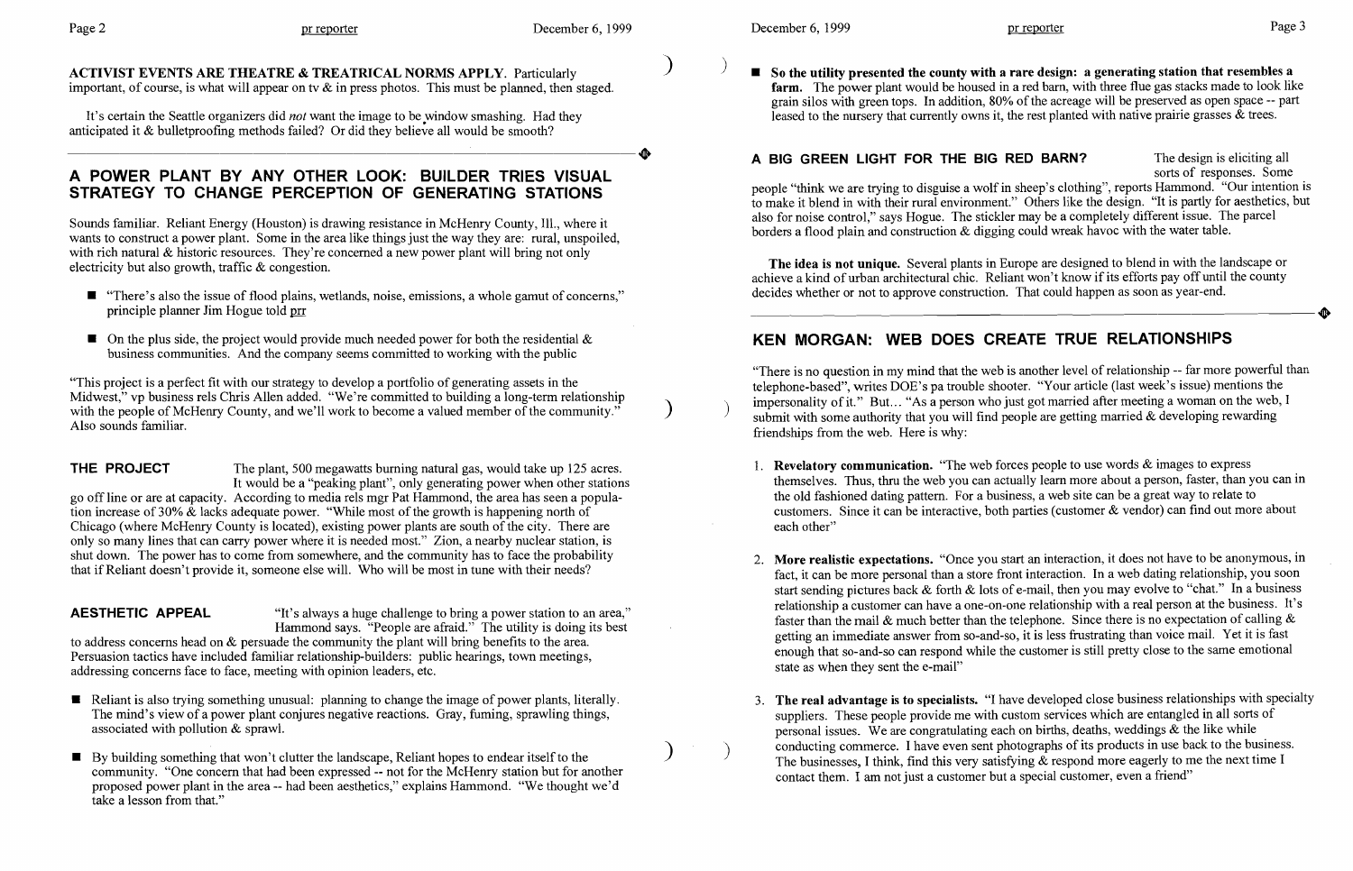**ACTIVIST EVENTS ARE THEATRE & TREATRICAL NORMS APPLY**. Particularly important, of course, is what will appear on tv & in press photos. This must be planned, then staged.

It's certain the Seattle organizers did *not* want the image to be window smashing. Had they anticipated it & bulletproofing methods failed? Or did they believe all would be smooth?

## A POWER PLANT BY ANY OTHER LOOK: BUILDER TRIES VISUAL STRATEGY TO CHANGE PERCEPTION OF GENERATING STATIONS

Sounds familiar. Reliant Energy (Houston) is drawing resistance in McHenry County, Ill., where it wants to construct a power plant. Some in the area like things just the way they are: rural, unspoiled, with rich natural & historic resources. They're concerned a new power plant will bring not only electricity but also growth, traffic & congestion.

- "There's also the issue of flood plains, wetlands, noise, emissions, a whole gamut of concerns," principle planner Jim Hogue told prr
- On the plus side, the project would provide much needed power for both the residential & business communities. And the company seems committed to working with the public

"This project is a perfect fit with our strategy to develop a portfolio of generating assets in the Midwest," vp business rels Chris Allen added. "We're committed to building a long-term relationship with the people of McHenry County, and we'll work to become a valued member of the community." Also sounds familiar.

**THE PROJECT** The plant, 500 megawatts burning natural gas, would take up 125 acres. It would be a "peaking plant", only generating power when other stations go off line or are at capacity. According to media rels mgr Pat Hammond, the area has seen a population increase of 30% & lacks adequate power. "While most of the growth is happening north of Chicago (where McHenry County is located), existing power plants are south of the city. There are only so many lines that can carry power where it is needed most." Zion, a nearby nuclear station, is shut down. The power has to come from somewhere, and the community has to face the probability that if Reliant doesn't provide it, someone else will. Who will be most in tune with their needs?

**AESTHETIC APPEAL** "It's always a huge challenge to bring a power station to an area," Hammond says. "People are afraid." The utility is doing its best to address concerns head on & persuade the community the plant will bring benefits to the area. Persuasion tactics have included familiar relationship-builders: public hearings, town meetings, addressing concerns face to face, meeting with opinion leaders, etc.

- Reliant is also trying something unusual: planning to change the image of power plants, literally. The mind's view of a power plant conjures negative reactions. Gray, fuming, sprawling things, associated with pollution & sprawl.
- By building something that won't clutter the landscape, Reliant hopes to endear itself to the community. "One concern that had been expressed -- not for the McHenry station but for another proposed power plant in the area -- had been aesthetics," explains Hammond. "We thought we'd take a lesson from that."
- **So the utility presented the county with a rare design: a generating station that resembles a farm.** The power plant would be housed in a red barn, with three flue gas stacks made to look like grain silos with green tops. In addition, 80% of the acreage will be preserved as open space -- part leased to the nursery that currently owns it, the rest planted with native prairie grasses & trees.

**A BIG GREEN LIGHT FOR THE BIG RED BARN?** The design is eliciting all sorts of responses. Some people "think we are trying to disguise a wolf in sheep's clothing", reports Hammond. "Our intention is to make it blend in with their rural environment." Others like the design. "It is partly for aesthetics, but also for noise control," says Hogue. The stickler may be a completely different issue. The parcel borders a flood plain and construction & digging could wreak havoc with the water table.

**The idea is not unique.** Several plants in Europe are designed to blend in with the landscape or achieve a kind of urban architectural chic. Reliant won't know if its efforts pay off until the county decides whether or not to approve construction. That could happen as soon as year-end.

## KEN MORGAN: WEB DOES CREATE TRUE RELATIONSHIPS

"There is no question in my mind that the web is another level of relationship -- far more powerful than telephone-based", writes DOE's pa trouble shooter. "Your article (last week's issue) mentions the impersonality of it." But... "As a person who just got married after meeting a woman on the web, I submit with some authority that you will find people are getting married & developing rewarding friendships from the web. Here is why:

1. **Revelatory communication.** "The web forces people to use words & images to express themselves. Thus, thru the web you can actually learn more about a person, faster, than you can in the old fashioned dating pattern. For a business, a web site can be a great way to relate to customers. Since it can be interactive, both parties (customer & vendor) can find out more about each other"
2. **More realistic expectations.** "Once you start an interaction, it does not have to be anonymous, in fact, it can be more personal than a store front interaction. In a web dating relationship, you soon start sending pictures back & forth & lots of e-mail, then you may evolve to "chat." In a business relationship a customer can have a one-on-one relationship with a real person at the business. It's faster than the mail & much better than the telephone. Since there is no expectation of calling & getting an immediate answer from so-and-so, it is less frustrating than voice mail. Yet it is fast enough that so-and-so can respond while the customer is still pretty close to the same emotional state as when they sent the e-mail"
3. **The real advantage is to specialists.** "I have developed close business relationships with specialty suppliers. These people provide me with custom services which are entangled in all sorts of personal issues. We are congratulating each on births, deaths, weddings & the like while conducting commerce. I have even sent photographs of its products in use back to the business. The businesses, I think, find this very satisfying & respond more eagerly to me the next time I contact them. I am not just a customer but a special customer, even a friend"